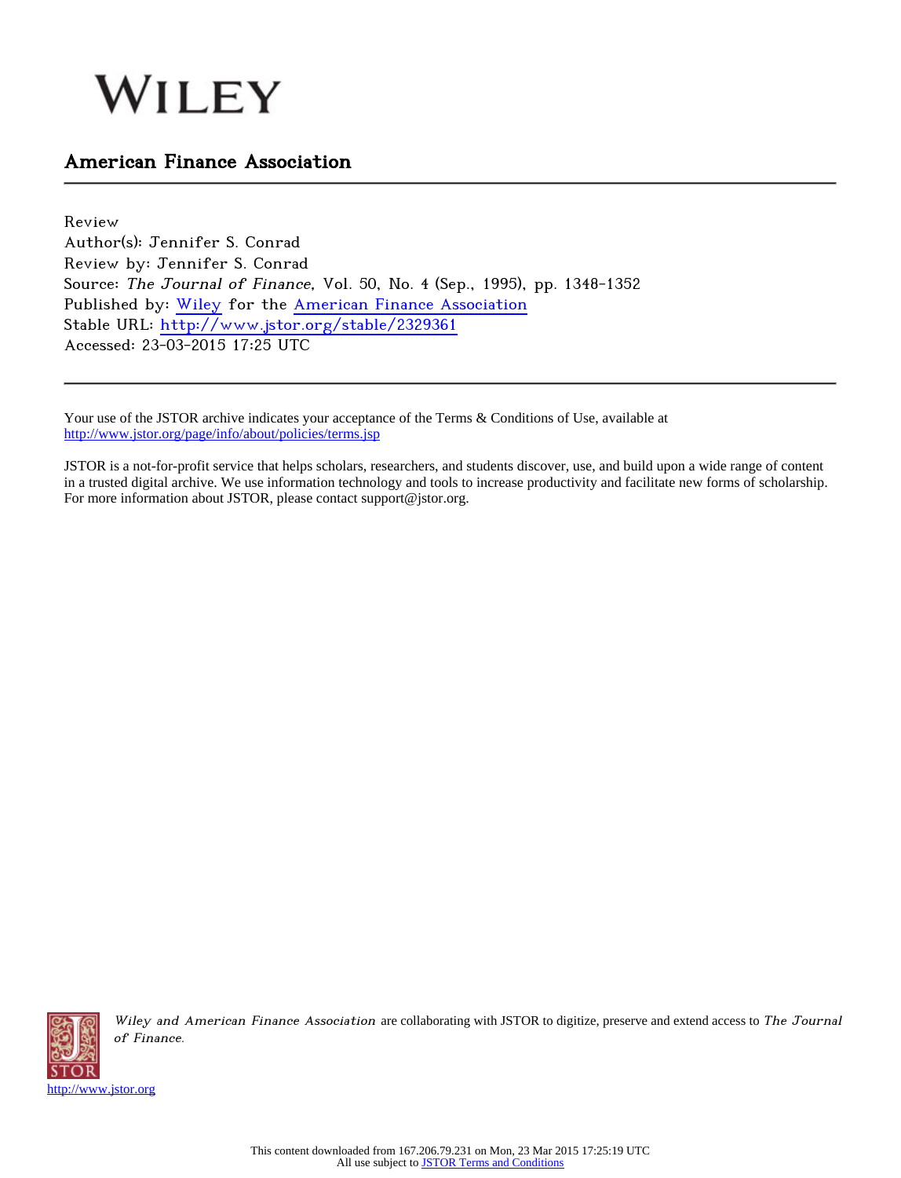# WILEY

## American Finance Association

Review
Author(s): Jennifer S. Conrad
Review by: Jennifer S. Conrad
Source: *The Journal of Finance*, Vol. 50, No. 4 (Sep., 1995), pp. 1348-1352
Published by: Wiley for the American Finance Association
Stable URL: http://www.jstor.org/stable/2329361
Accessed: 23-03-2015 17:25 UTC

---

Your use of the JSTOR archive indicates your acceptance of the Terms & Conditions of Use, available at
http://www.jstor.org/page/info/about/policies/terms.jsp

JSTOR is a not-for-profit service that helps scholars, researchers, and students discover, use, and build upon a wide range of content in a trusted digital archive. We use information technology and tools to increase productivity and facilitate new forms of scholarship. For more information about JSTOR, please contact support@jstor.org.

*Wiley and American Finance Association* are collaborating with JSTOR to digitize, preserve and extend access to *The Journal of Finance*.

http://www.jstor.org

This content downloaded from 167.206.79.231 on Mon, 23 Mar 2015 17:25:19 UTC
All use subject to JSTOR Terms and Conditions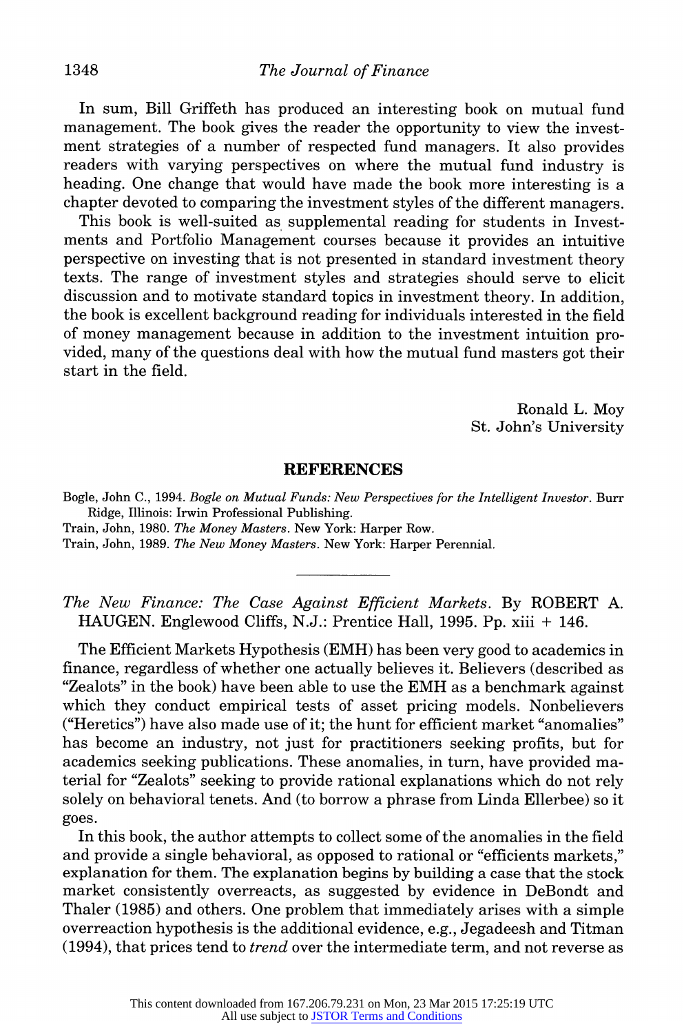In sum, Bill Griffeth has produced an interesting book on mutual fund management. The book gives the reader the opportunity to view the investment strategies of a number of respected fund managers. It also provides readers with varying perspectives on where the mutual fund industry is heading. One change that would have made the book more interesting is a chapter devoted to comparing the investment styles of the different managers.

This book is well-suited as supplemental reading for students in Investments and Portfolio Management courses because it provides an intuitive perspective on investing that is not presented in standard investment theory texts. The range of investment styles and strategies should serve to elicit discussion and to motivate standard topics in investment theory. In addition, the book is excellent background reading for individuals interested in the field of money management because in addition to the investment intuition provided, many of the questions deal with how the mutual fund masters got their start in the field.

Ronald L. Moy
St. John's University

## REFERENCES

Bogle, John C., 1994. *Bogle on Mutual Funds: New Perspectives for the Intelligent Investor*. Burr Ridge, Illinois: Irwin Professional Publishing.

Train, John, 1980. *The Money Masters*. New York: Harper Row.

Train, John, 1989. *The New Money Masters*. New York: Harper Perennial.

---

*The New Finance: The Case Against Efficient Markets*. By ROBERT A. HAUGEN. Englewood Cliffs, N.J.: Prentice Hall, 1995. Pp. xiii + 146.

The Efficient Markets Hypothesis (EMH) has been very good to academics in finance, regardless of whether one actually believes it. Believers (described as "Zealots" in the book) have been able to use the EMH as a benchmark against which they conduct empirical tests of asset pricing models. Nonbelievers ("Heretics") have also made use of it; the hunt for efficient market "anomalies" has become an industry, not just for practitioners seeking profits, but for academics seeking publications. These anomalies, in turn, have provided material for "Zealots" seeking to provide rational explanations which do not rely solely on behavioral tenets. And (to borrow a phrase from Linda Ellerbee) so it goes.

In this book, the author attempts to collect some of the anomalies in the field and provide a single behavioral, as opposed to rational or "efficients markets," explanation for them. The explanation begins by building a case that the stock market consistently overreacts, as suggested by evidence in DeBondt and Thaler (1985) and others. One problem that immediately arises with a simple overreaction hypothesis is the additional evidence, e.g., Jegadeesh and Titman (1994), that prices tend to *trend* over the intermediate term, and not reverse as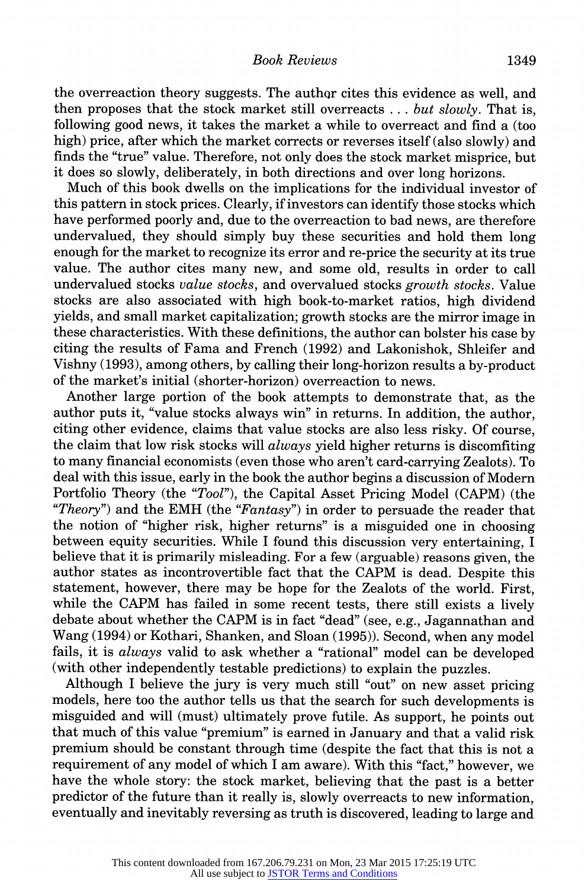the overreaction theory suggests. The author cites this evidence as well, and then proposes that the stock market still overreacts . . . *but slowly*. That is, following good news, it takes the market a while to overreact and find a (too high) price, after which the market corrects or reverses itself (also slowly) and finds the "true" value. Therefore, not only does the stock market misprice, but it does so slowly, deliberately, in both directions and over long horizons.

Much of this book dwells on the implications for the individual investor of this pattern in stock prices. Clearly, if investors can identify those stocks which have performed poorly and, due to the overreaction to bad news, are therefore undervalued, they should simply buy these securities and hold them long enough for the market to recognize its error and re-price the security at its true value. The author cites many new, and some old, results in order to call undervalued stocks *value stocks*, and overvalued stocks *growth stocks*. Value stocks are also associated with high book-to-market ratios, high dividend yields, and small market capitalization; growth stocks are the mirror image in these characteristics. With these definitions, the author can bolster his case by citing the results of Fama and French (1992) and Lakonishok, Shleifer and Vishny (1993), among others, by calling their long-horizon results a by-product of the market's initial (shorter-horizon) overreaction to news.

Another large portion of the book attempts to demonstrate that, as the author puts it, "value stocks always win" in returns. In addition, the author, citing other evidence, claims that value stocks are also less risky. Of course, the claim that low risk stocks will *always* yield higher returns is discomfiting to many financial economists (even those who aren't card-carrying Zealots). To deal with this issue, early in the book the author begins a discussion of Modern Portfolio Theory (the "*Tool*"), the Capital Asset Pricing Model (CAPM) (the "*Theory*") and the EMH (the "*Fantasy*") in order to persuade the reader that the notion of "higher risk, higher returns" is a misguided one in choosing between equity securities. While I found this discussion very entertaining, I believe that it is primarily misleading. For a few (arguable) reasons given, the author states as incontrovertible fact that the CAPM is dead. Despite this statement, however, there may be hope for the Zealots of the world. First, while the CAPM has failed in some recent tests, there still exists a lively debate about whether the CAPM is in fact "dead" (see, e.g., Jagannathan and Wang (1994) or Kothari, Shanken, and Sloan (1995)). Second, when any model fails, it is *always* valid to ask whether a "rational" model can be developed (with other independently testable predictions) to explain the puzzles.

Although I believe the jury is very much still "out" on new asset pricing models, here too the author tells us that the search for such developments is misguided and will (must) ultimately prove futile. As support, he points out that much of this value "premium" is earned in January and that a valid risk premium should be constant through time (despite the fact that this is not a requirement of any model of which I am aware). With this "fact," however, we have the whole story: the stock market, believing that the past is a better predictor of the future than it really is, slowly overreacts to new information, eventually and inevitably reversing as truth is discovered, leading to large and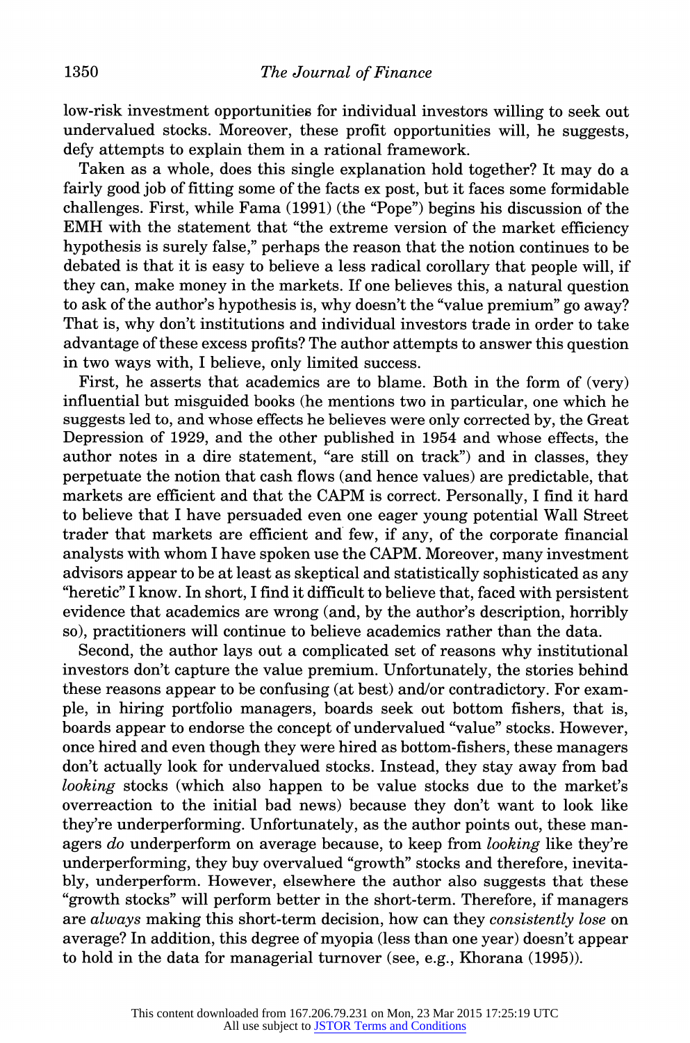low-risk investment opportunities for individual investors willing to seek out undervalued stocks. Moreover, these profit opportunities will, he suggests, defy attempts to explain them in a rational framework.

Taken as a whole, does this single explanation hold together? It may do a fairly good job of fitting some of the facts ex post, but it faces some formidable challenges. First, while Fama (1991) (the "Pope") begins his discussion of the EMH with the statement that "the extreme version of the market efficiency hypothesis is surely false," perhaps the reason that the notion continues to be debated is that it is easy to believe a less radical corollary that people will, if they can, make money in the markets. If one believes this, a natural question to ask of the author's hypothesis is, why doesn't the "value premium" go away? That is, why don't institutions and individual investors trade in order to take advantage of these excess profits? The author attempts to answer this question in two ways with, I believe, only limited success.

First, he asserts that academics are to blame. Both in the form of (very) influential but misguided books (he mentions two in particular, one which he suggests led to, and whose effects he believes were only corrected by, the Great Depression of 1929, and the other published in 1954 and whose effects, the author notes in a dire statement, "are still on track") and in classes, they perpetuate the notion that cash flows (and hence values) are predictable, that markets are efficient and that the CAPM is correct. Personally, I find it hard to believe that I have persuaded even one eager young potential Wall Street trader that markets are efficient and few, if any, of the corporate financial analysts with whom I have spoken use the CAPM. Moreover, many investment advisors appear to be at least as skeptical and statistically sophisticated as any "heretic" I know. In short, I find it difficult to believe that, faced with persistent evidence that academics are wrong (and, by the author's description, horribly so), practitioners will continue to believe academics rather than the data.

Second, the author lays out a complicated set of reasons why institutional investors don't capture the value premium. Unfortunately, the stories behind these reasons appear to be confusing (at best) and/or contradictory. For example, in hiring portfolio managers, boards seek out bottom fishers, that is, boards appear to endorse the concept of undervalued "value" stocks. However, once hired and even though they were hired as bottom-fishers, these managers don't actually look for undervalued stocks. Instead, they stay away from bad *looking* stocks (which also happen to be value stocks due to the market's overreaction to the initial bad news) because they don't want to look like they're underperforming. Unfortunately, as the author points out, these managers *do* underperform on average because, to keep from *looking* like they're underperforming, they buy overvalued "growth" stocks and therefore, inevitably, underperform. However, elsewhere the author also suggests that these "growth stocks" will perform better in the short-term. Therefore, if managers are *always* making this short-term decision, how can they *consistently lose* on average? In addition, this degree of myopia (less than one year) doesn't appear to hold in the data for managerial turnover (see, e.g., Khorana (1995)).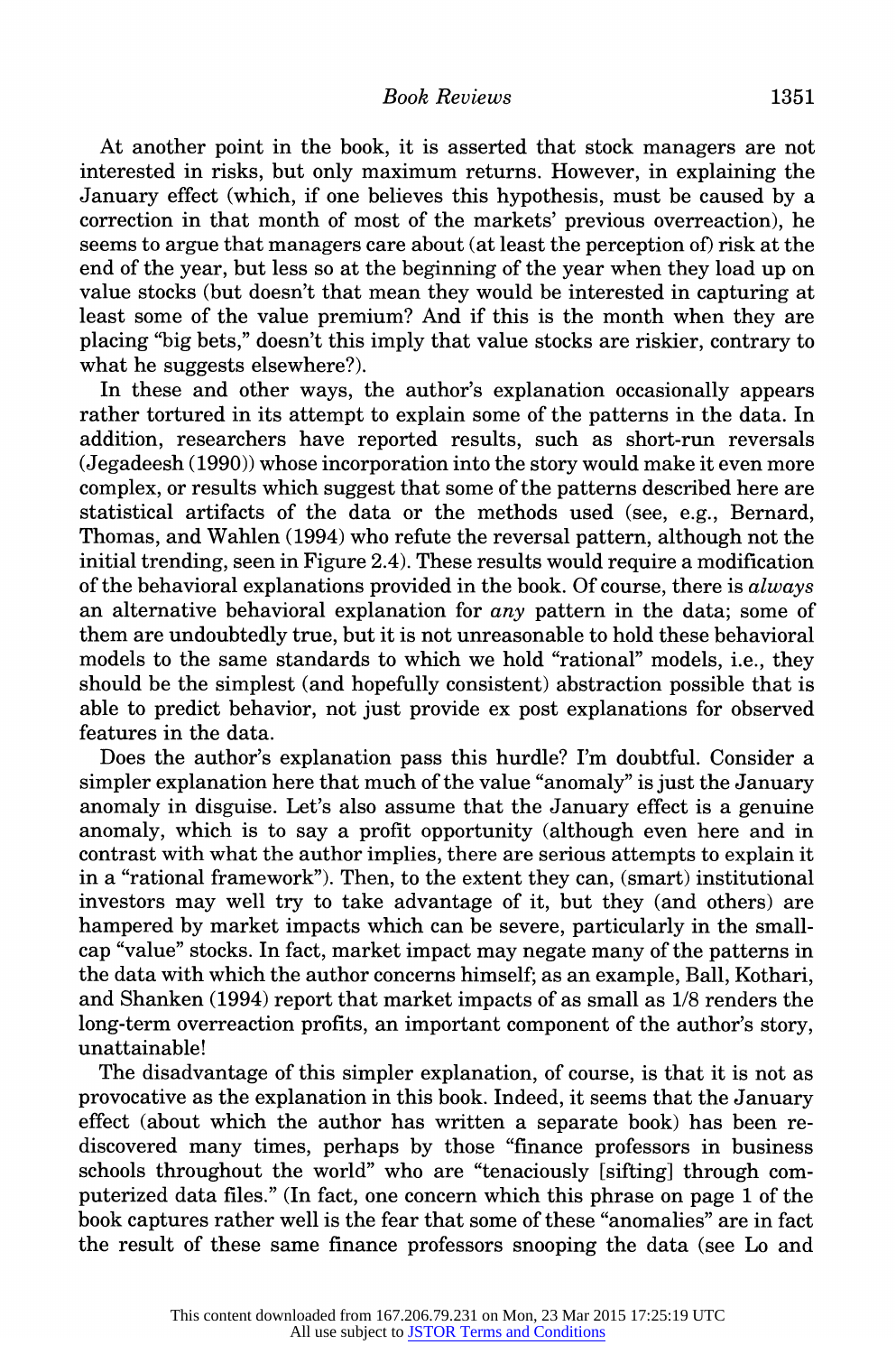At another point in the book, it is asserted that stock managers are not interested in risks, but only maximum returns. However, in explaining the January effect (which, if one believes this hypothesis, must be caused by a correction in that month of most of the markets' previous overreaction), he seems to argue that managers care about (at least the perception of) risk at the end of the year, but less so at the beginning of the year when they load up on value stocks (but doesn't that mean they would be interested in capturing at least some of the value premium? And if this is the month when they are placing "big bets," doesn't this imply that value stocks are riskier, contrary to what he suggests elsewhere?).

In these and other ways, the author's explanation occasionally appears rather tortured in its attempt to explain some of the patterns in the data. In addition, researchers have reported results, such as short-run reversals (Jegadeesh (1990)) whose incorporation into the story would make it even more complex, or results which suggest that some of the patterns described here are statistical artifacts of the data or the methods used (see, e.g., Bernard, Thomas, and Wahlen (1994) who refute the reversal pattern, although not the initial trending, seen in Figure 2.4). These results would require a modification of the behavioral explanations provided in the book. Of course, there is *always* an alternative behavioral explanation for *any* pattern in the data; some of them are undoubtedly true, but it is not unreasonable to hold these behavioral models to the same standards to which we hold "rational" models, i.e., they should be the simplest (and hopefully consistent) abstraction possible that is able to predict behavior, not just provide ex post explanations for observed features in the data.

Does the author's explanation pass this hurdle? I'm doubtful. Consider a simpler explanation here that much of the value "anomaly" is just the January anomaly in disguise. Let's also assume that the January effect is a genuine anomaly, which is to say a profit opportunity (although even here and in contrast with what the author implies, there are serious attempts to explain it in a "rational framework"). Then, to the extent they can, (smart) institutional investors may well try to take advantage of it, but they (and others) are hampered by market impacts which can be severe, particularly in the small-cap "value" stocks. In fact, market impact may negate many of the patterns in the data with which the author concerns himself; as an example, Ball, Kothari, and Shanken (1994) report that market impacts of as small as 1/8 renders the long-term overreaction profits, an important component of the author's story, unattainable!

The disadvantage of this simpler explanation, of course, is that it is not as provocative as the explanation in this book. Indeed, it seems that the January effect (about which the author has written a separate book) has been rediscovered many times, perhaps by those "finance professors in business schools throughout the world" who are "tenaciously [sifting] through computerized data files." (In fact, one concern which this phrase on page 1 of the book captures rather well is the fear that some of these "anomalies" are in fact the result of these same finance professors snooping the data (see Lo and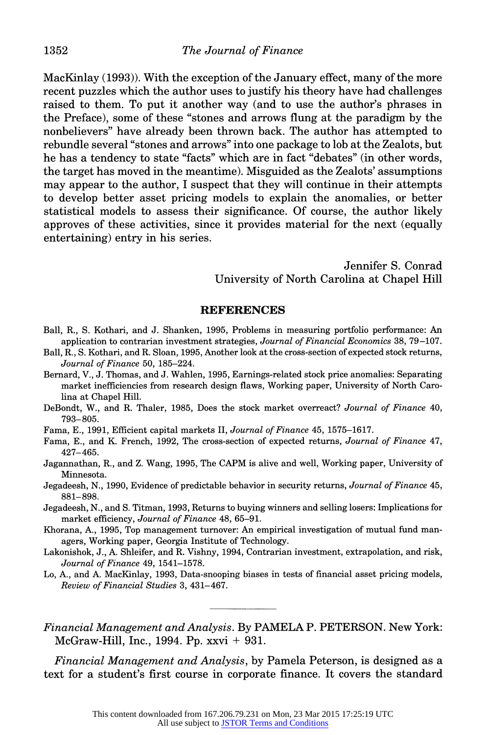MacKinlay (1993)). With the exception of the January effect, many of the more recent puzzles which the author uses to justify his theory have had challenges raised to them. To put it another way (and to use the author's phrases in the Preface), some of these "stones and arrows flung at the paradigm by the nonbelievers" have already been thrown back. The author has attempted to rebundle several "stones and arrows" into one package to lob at the Zealots, but he has a tendency to state "facts" which are in fact "debates" (in other words, the target has moved in the meantime). Misguided as the Zealots' assumptions may appear to the author, I suspect that they will continue in their attempts to develop better asset pricing models to explain the anomalies, or better statistical models to assess their significance. Of course, the author likely approves of these activities, since it provides material for the next (equally entertaining) entry in his series.

Jennifer S. Conrad
University of North Carolina at Chapel Hill

## REFERENCES

Ball, R., S. Kothari, and J. Shanken, 1995, Problems in measuring portfolio performance: An application to contrarian investment strategies, *Journal of Financial Economics* 38, 79–107.

Ball, R., S. Kothari, and R. Sloan, 1995, Another look at the cross-section of expected stock returns, *Journal of Finance* 50, 185–224.

Bernard, V., J. Thomas, and J. Wahlen, 1995, Earnings-related stock price anomalies: Separating market inefficiencies from research design flaws, Working paper, University of North Carolina at Chapel Hill.

DeBondt, W., and R. Thaler, 1985, Does the stock market overreact? *Journal of Finance* 40, 793–805.

Fama, E., 1991, Efficient capital markets II, *Journal of Finance* 45, 1575–1617.

Fama, E., and K. French, 1992, The cross-section of expected returns, *Journal of Finance* 47, 427–465.

Jagannathan, R., and Z. Wang, 1995, The CAPM is alive and well, Working paper, University of Minnesota.

Jegadeesh, N., 1990, Evidence of predictable behavior in security returns, *Journal of Finance* 45, 881–898.

Jegadeesh, N., and S. Titman, 1993, Returns to buying winners and selling losers: Implications for market efficiency, *Journal of Finance* 48, 65–91.

Khorana, A., 1995, Top management turnover: An empirical investigation of mutual fund managers, Working paper, Georgia Institute of Technology.

Lakonishok, J., A. Shleifer, and R. Vishny, 1994, Contrarian investment, extrapolation, and risk, *Journal of Finance* 49, 1541–1578.

Lo, A., and A. MacKinlay, 1993, Data-snooping biases in tests of financial asset pricing models, *Review of Financial Studies* 3, 431–467.

---

*Financial Management and Analysis*. By PAMELA P. PETERSON. New York: McGraw-Hill, Inc., 1994. Pp. xxvi + 931.

*Financial Management and Analysis*, by Pamela Peterson, is designed as a text for a student's first course in corporate finance. It covers the standard